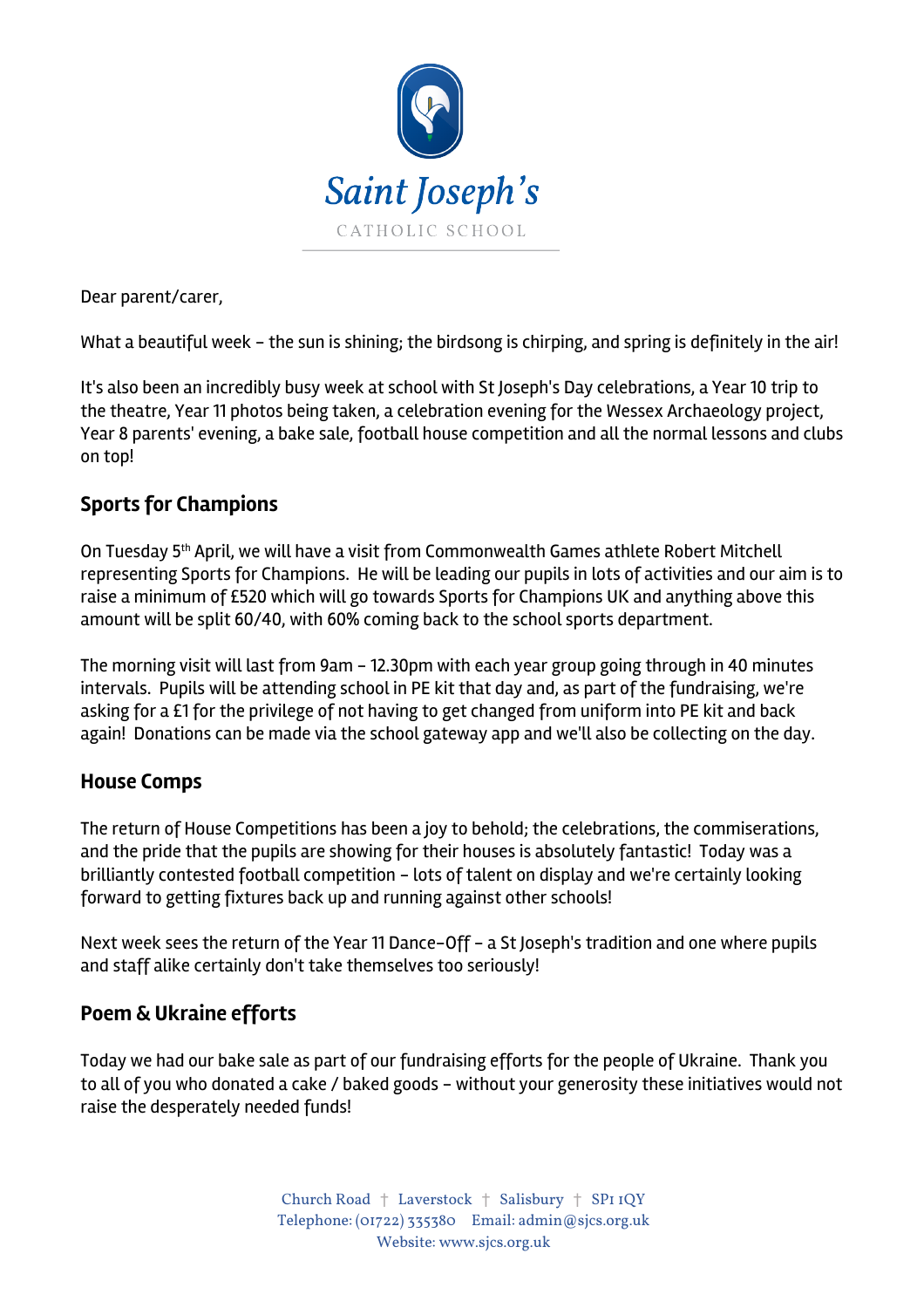Saint Joseph's

CATHOLIC SCHOOL

Dear parent/carer,

What a beautiful week – the sun is shining; the birdsong is chirping, and spring is definitely in the air!

It's also been an incredibly busy week at school with St Joseph's Day celebrations, a Year 10 trip to the theatre, Year 11 photos being taken, a celebration evening for the Wessex Archaeology project, Year 8 parents' evening, a bake sale, football house competition and all the normal lessons and clubs on top!

## Sports for Champions

On Tuesday 5th April, we will have a visit from Commonwealth Games athlete Robert Mitchell representing Sports for Champions. He will be leading our pupils in lots of activities and our aim is to raise a minimum of £520 which will go towards Sports for Champions UK and anything above this amount will be split 60/40, with 60% coming back to the school sports department.

The morning visit will last from 9am – 12.30pm with each year group going through in 40 minutes intervals. Pupils will be attending school in PE kit that day and, as part of the fundraising, we're asking for a £1 for the privilege of not having to get changed from uniform into PE kit and back again! Donations can be made via the school gateway app and we'll also be collecting on the day.

## House Comps

The return of House Competitions has been a joy to behold; the celebrations, the commiserations, and the pride that the pupils are showing for their houses is absolutely fantastic! Today was a brilliantly contested football competition – lots of talent on display and we're certainly looking forward to getting fixtures back up and running against other schools!

Next week sees the return of the Year 11 Dance-Off – a St Joseph's tradition and one where pupils and staff alike certainly don't take themselves too seriously!

## Poem & Ukraine efforts

Today we had our bake sale as part of our fundraising efforts for the people of Ukraine. Thank you to all of you who donated a cake / baked goods – without your generosity these initiatives would not raise the desperately needed funds!

Church Road † Laverstock † Salisbury † SP1 1QY
Telephone: (01722) 335380 Email: admin@sjcs.org.uk
Website: www.sjcs.org.uk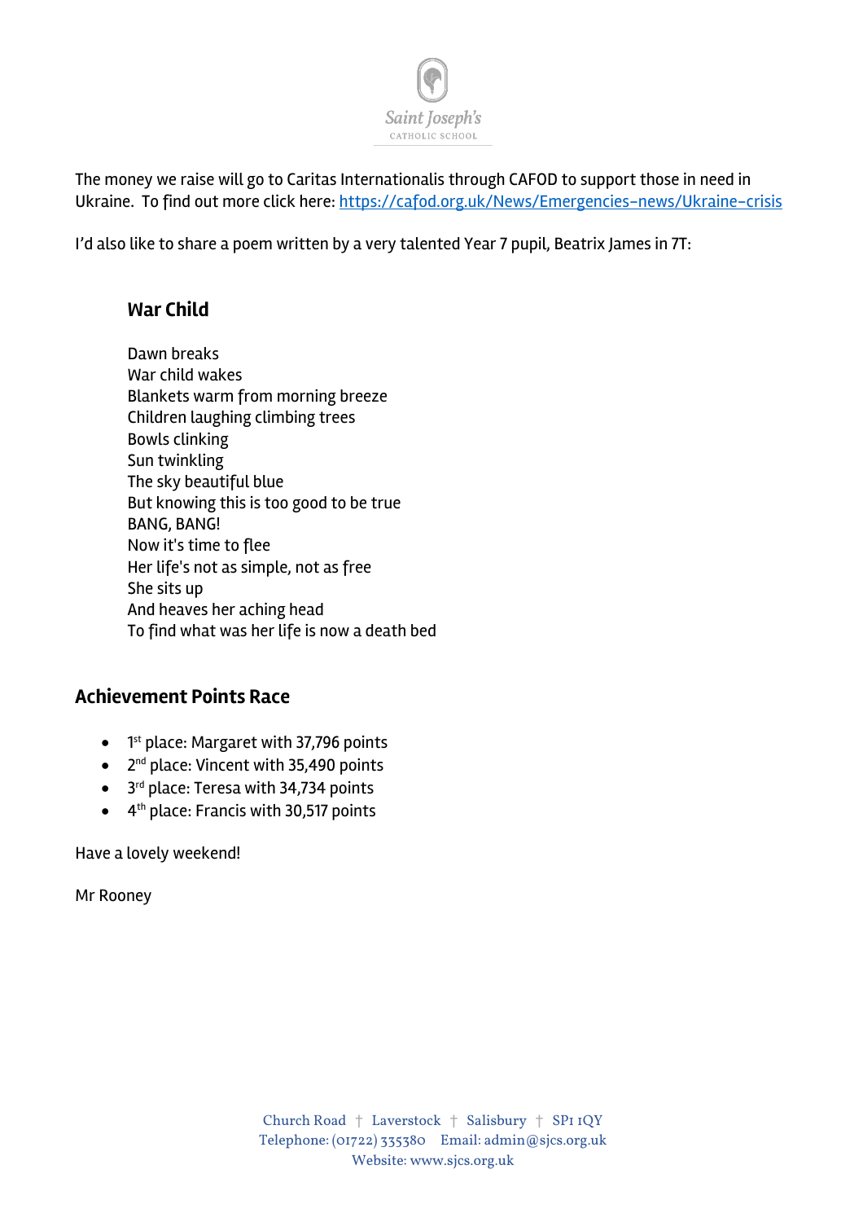The money we raise will go to Caritas Internationalis through CAFOD to support those in need in Ukraine. To find out more click here: https://cafod.org.uk/News/Emergencies-news/Ukraine-crisis

I'd also like to share a poem written by a very talented Year 7 pupil, Beatrix James in 7T:

### War Child

Dawn breaks
War child wakes
Blankets warm from morning breeze
Children laughing climbing trees
Bowls clinking
Sun twinkling
The sky beautiful blue
But knowing this is too good to be true
BANG, BANG!
Now it's time to flee
Her life's not as simple, not as free
She sits up
And heaves her aching head
To find what was her life is now a death bed

## Achievement Points Race

- 1st place: Margaret with 37,796 points
- 2nd place: Vincent with 35,490 points
- 3rd place: Teresa with 34,734 points
- 4th place: Francis with 30,517 points

Have a lovely weekend!

Mr Rooney